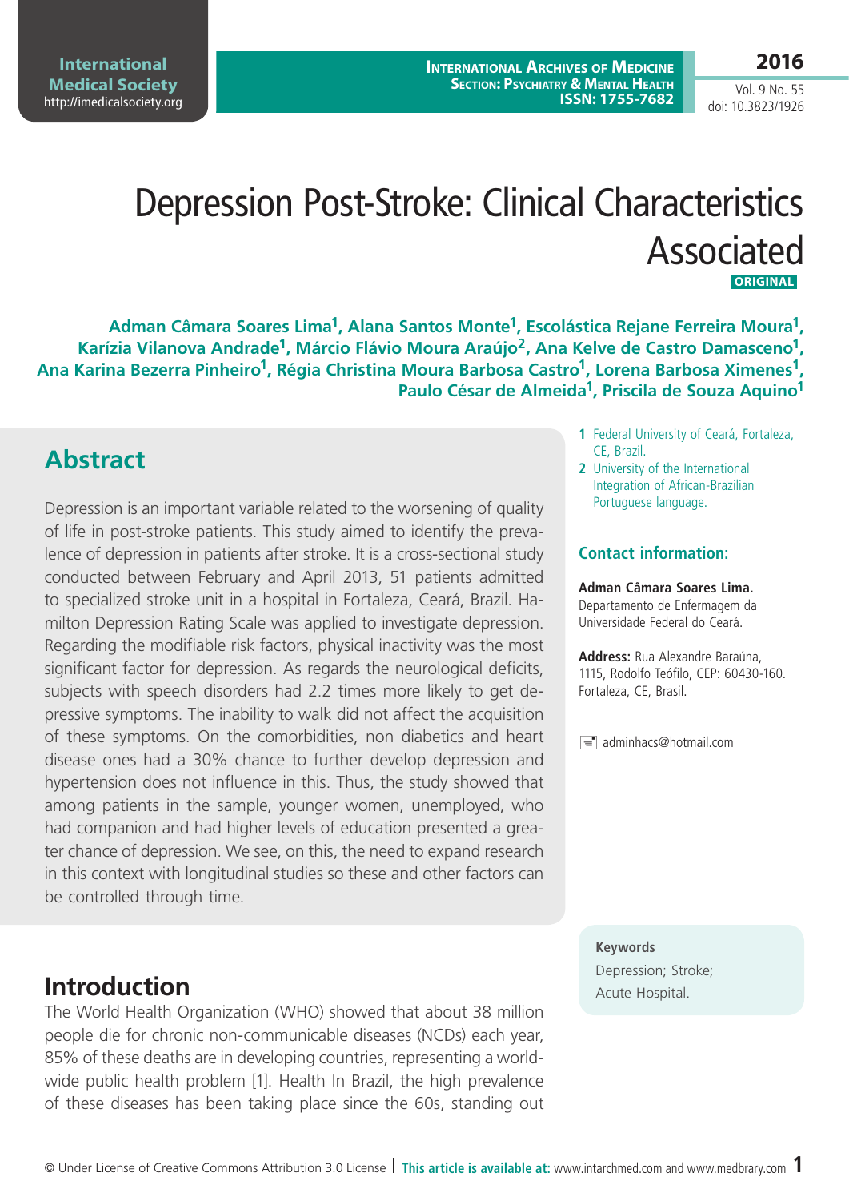# Depression Post-Stroke: Clinical Characteristics Associated

**ORIGINAL**

**Adman Câmara Soares Lima[1], Alana Santos Monte[1], Escolástica Rejane Ferreira Moura[1], Karízia Vilanova Andrade[1], Márcio Flávio Moura Araújo[2], Ana Kelve de Castro Damasceno[1], Ana Karina Bezerra Pinheiro[1], Régia Christina Moura Barbosa Castro[1], Lorena Barbosa Ximenes[1], Paulo César de Almeida[1], Priscila de Souza Aquino[1]**

1 Federal University of Ceará, Fortaleza, CE, Brazil.

2 University of the International Integration of African-Brazilian Portuguese language.

**Contact information:**

**Adman Câmara Soares Lima.** Departamento de Enfermagem da Universidade Federal do Ceará.

**Address:** Rua Alexandre Baraúna, 1115, Rodolfo Teófilo, CEP: 60430-160. Fortaleza, CE, Brasil.

adminhacs@hotmail.com

## Abstract

Depression is an important variable related to the worsening of quality of life in post-stroke patients. This study aimed to identify the prevalence of depression in patients after stroke. It is a cross-sectional study conducted between February and April 2013, 51 patients admitted to specialized stroke unit in a hospital in Fortaleza, Ceará, Brazil. Hamilton Depression Rating Scale was applied to investigate depression. Regarding the modifiable risk factors, physical inactivity was the most significant factor for depression. As regards the neurological deficits, subjects with speech disorders had 2.2 times more likely to get depressive symptoms. The inability to walk did not affect the acquisition of these symptoms. On the comorbidities, non diabetics and heart disease ones had a 30% chance to further develop depression and hypertension does not influence in this. Thus, the study showed that among patients in the sample, younger women, unemployed, who had companion and had higher levels of education presented a greater chance of depression. We see, on this, the need to expand research in this context with longitudinal studies so these and other factors can be controlled through time.

**Keywords**

Depression; Stroke; Acute Hospital.

## Introduction

The World Health Organization (WHO) showed that about 38 million people die for chronic non-communicable diseases (NCDs) each year, 85% of these deaths are in developing countries, representing a worldwide public health problem [1]. Health In Brazil, the high prevalence of these diseases has been taking place since the 60s, standing out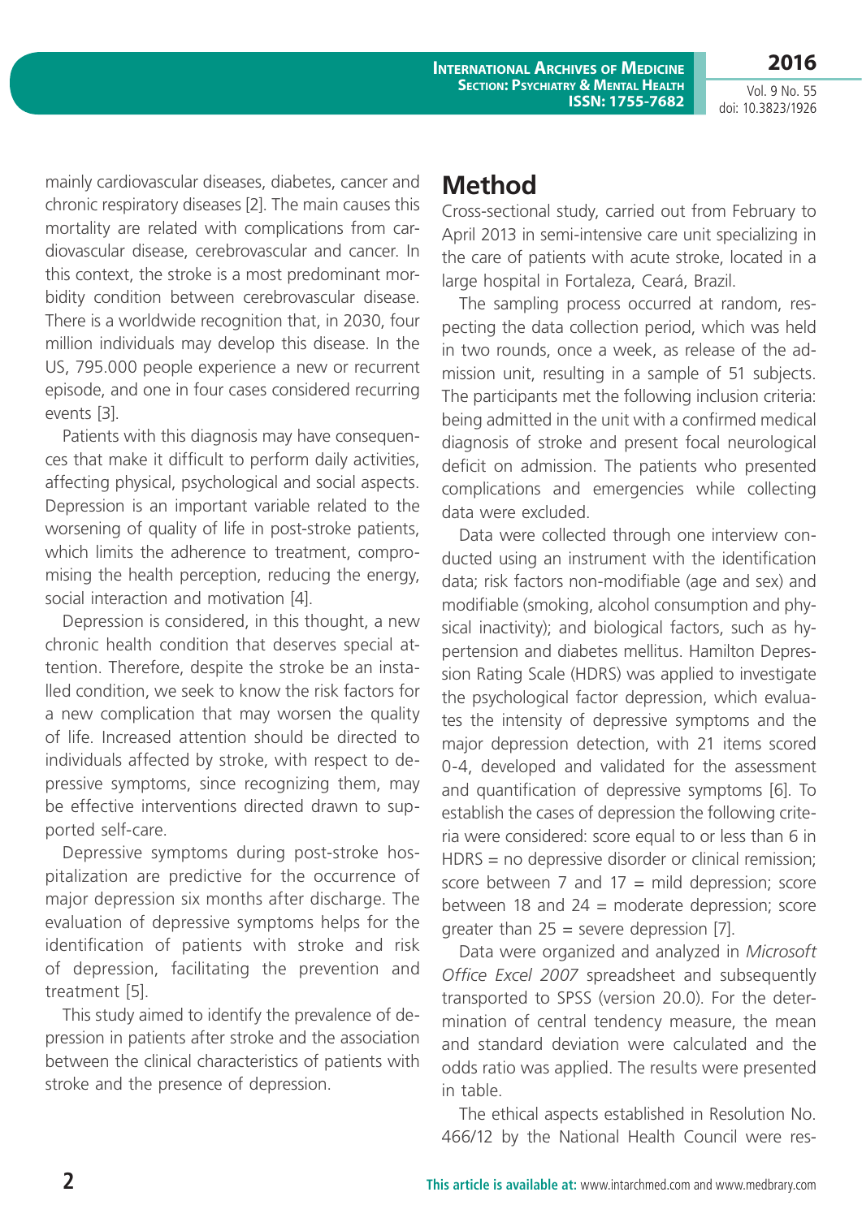mainly cardiovascular diseases, diabetes, cancer and chronic respiratory diseases [2]. The main causes this mortality are related with complications from cardiovascular disease, cerebrovascular and cancer. In this context, the stroke is a most predominant morbidity condition between cerebrovascular disease. There is a worldwide recognition that, in 2030, four million individuals may develop this disease. In the US, 795.000 people experience a new or recurrent episode, and one in four cases considered recurring events [3].

Patients with this diagnosis may have consequences that make it difficult to perform daily activities, affecting physical, psychological and social aspects. Depression is an important variable related to the worsening of quality of life in post-stroke patients, which limits the adherence to treatment, compromising the health perception, reducing the energy, social interaction and motivation [4].

Depression is considered, in this thought, a new chronic health condition that deserves special attention. Therefore, despite the stroke be an installed condition, we seek to know the risk factors for a new complication that may worsen the quality of life. Increased attention should be directed to individuals affected by stroke, with respect to depressive symptoms, since recognizing them, may be effective interventions directed drawn to supported self-care.

Depressive symptoms during post-stroke hospitalization are predictive for the occurrence of major depression six months after discharge. The evaluation of depressive symptoms helps for the identification of patients with stroke and risk of depression, facilitating the prevention and treatment [5].

This study aimed to identify the prevalence of depression in patients after stroke and the association between the clinical characteristics of patients with stroke and the presence of depression.

## Method

Cross-sectional study, carried out from February to April 2013 in semi-intensive care unit specializing in the care of patients with acute stroke, located in a large hospital in Fortaleza, Ceará, Brazil.

The sampling process occurred at random, respecting the data collection period, which was held in two rounds, once a week, as release of the admission unit, resulting in a sample of 51 subjects. The participants met the following inclusion criteria: being admitted in the unit with a confirmed medical diagnosis of stroke and present focal neurological deficit on admission. The patients who presented complications and emergencies while collecting data were excluded.

Data were collected through one interview conducted using an instrument with the identification data; risk factors non-modifiable (age and sex) and modifiable (smoking, alcohol consumption and physical inactivity); and biological factors, such as hypertension and diabetes mellitus. Hamilton Depression Rating Scale (HDRS) was applied to investigate the psychological factor depression, which evaluates the intensity of depressive symptoms and the major depression detection, with 21 items scored 0-4, developed and validated for the assessment and quantification of depressive symptoms [6]. To establish the cases of depression the following criteria were considered: score equal to or less than 6 in HDRS = no depressive disorder or clinical remission; score between 7 and 17 = mild depression; score between 18 and 24 = moderate depression; score greater than 25 = severe depression [7].

Data were organized and analyzed in *Microsoft Office Excel 2007* spreadsheet and subsequently transported to SPSS (version 20.0). For the determination of central tendency measure, the mean and standard deviation were calculated and the odds ratio was applied. The results were presented in table.

The ethical aspects established in Resolution No. 466/12 by the National Health Council were res-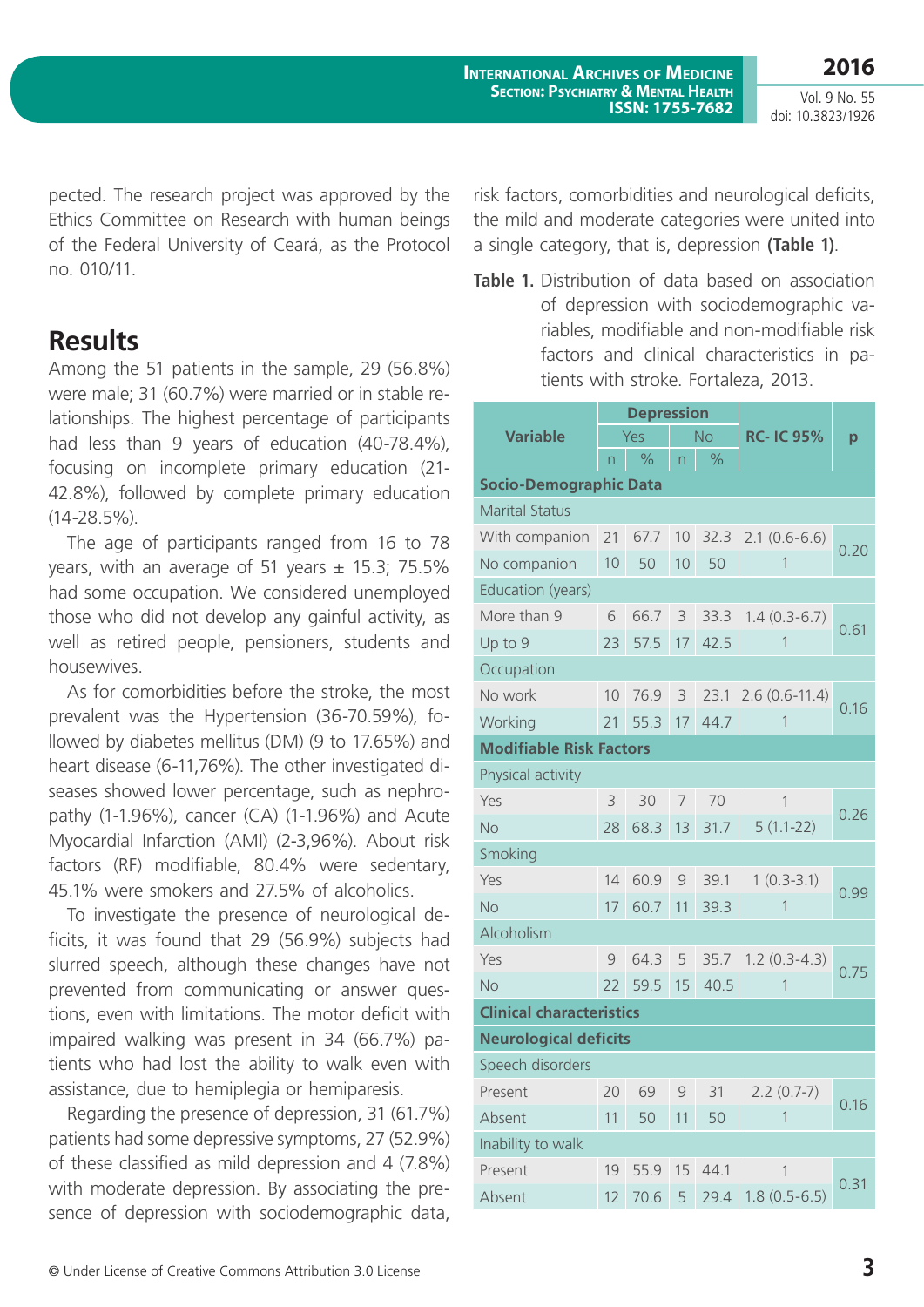pected. The research project was approved by the Ethics Committee on Research with human beings of the Federal University of Ceará, as the Protocol no. 010/11.

## Results

Among the 51 patients in the sample, 29 (56.8%) were male; 31 (60.7%) were married or in stable relationships. The highest percentage of participants had less than 9 years of education (40-78.4%), focusing on incomplete primary education (21-42.8%), followed by complete primary education (14-28.5%).

The age of participants ranged from 16 to 78 years, with an average of 51 years ± 15.3; 75.5% had some occupation. We considered unemployed those who did not develop any gainful activity, as well as retired people, pensioners, students and housewives.

As for comorbidities before the stroke, the most prevalent was the Hypertension (36-70.59%), followed by diabetes mellitus (DM) (9 to 17.65%) and heart disease (6-11,76%). The other investigated diseases showed lower percentage, such as nephropathy (1-1.96%), cancer (CA) (1-1.96%) and Acute Myocardial Infarction (AMI) (2-3,96%). About risk factors (RF) modifiable, 80.4% were sedentary, 45.1% were smokers and 27.5% of alcoholics.

To investigate the presence of neurological deficits, it was found that 29 (56.9%) subjects had slurred speech, although these changes have not prevented from communicating or answer questions, even with limitations. The motor deficit with impaired walking was present in 34 (66.7%) patients who had lost the ability to walk even with assistance, due to hemiplegia or hemiparesis.

Regarding the presence of depression, 31 (61.7%) patients had some depressive symptoms, 27 (52.9%) of these classified as mild depression and 4 (7.8%) with moderate depression. By associating the presence of depression with sociodemographic data, risk factors, comorbidities and neurological deficits, the mild and moderate categories were united into a single category, that is, depression **(Table 1)**.

**Table 1.** Distribution of data based on association of depression with sociodemographic variables, modifiable and non-modifiable risk factors and clinical characteristics in patients with stroke. Fortaleza, 2013.

| Variable | Depression | | | | RC- IC 95% | p |
|---|---|---|---|---|---|---|
| | Yes | | No | | | |
| | n | % | n | % | | |
| **Socio-Demographic Data** | | | | | | |
| Marital Status | | | | | | |
| With companion | 21 | 67.7 | 10 | 32.3 | 2.1 (0.6-6.6) | 0.20 |
| No companion | 10 | 50 | 10 | 50 | 1 | |
| Education (years) | | | | | | |
| More than 9 | 6 | 66.7 | 3 | 33.3 | 1.4 (0.3-6.7) | 0.61 |
| Up to 9 | 23 | 57.5 | 17 | 42.5 | 1 | |
| Occupation | | | | | | |
| No work | 10 | 76.9 | 3 | 23.1 | 2.6 (0.6-11.4) | 0.16 |
| Working | 21 | 55.3 | 17 | 44.7 | 1 | |
| **Modifiable Risk Factors** | | | | | | |
| Physical activity | | | | | | |
| Yes | 3 | 30 | 7 | 70 | 1 | 0.26 |
| No | 28 | 68.3 | 13 | 31.7 | 5 (1.1-22) | |
| Smoking | | | | | | |
| Yes | 14 | 60.9 | 9 | 39.1 | 1 (0.3-3.1) | 0.99 |
| No | 17 | 60.7 | 11 | 39.3 | 1 | |
| Alcoholism | | | | | | |
| Yes | 9 | 64.3 | 5 | 35.7 | 1.2 (0.3-4.3) | 0.75 |
| No | 22 | 59.5 | 15 | 40.5 | 1 | |
| **Clinical characteristics** | | | | | | |
| **Neurological deficits** | | | | | | |
| Speech disorders | | | | | | |
| Present | 20 | 69 | 9 | 31 | 2.2 (0.7-7) | 0.16 |
| Absent | 11 | 50 | 11 | 50 | 1 | |
| Inability to walk | | | | | | |
| Present | 19 | 55.9 | 15 | 44.1 | 1 | 0.31 |
| Absent | 12 | 70.6 | 5 | 29.4 | 1.8 (0.5-6.5) | |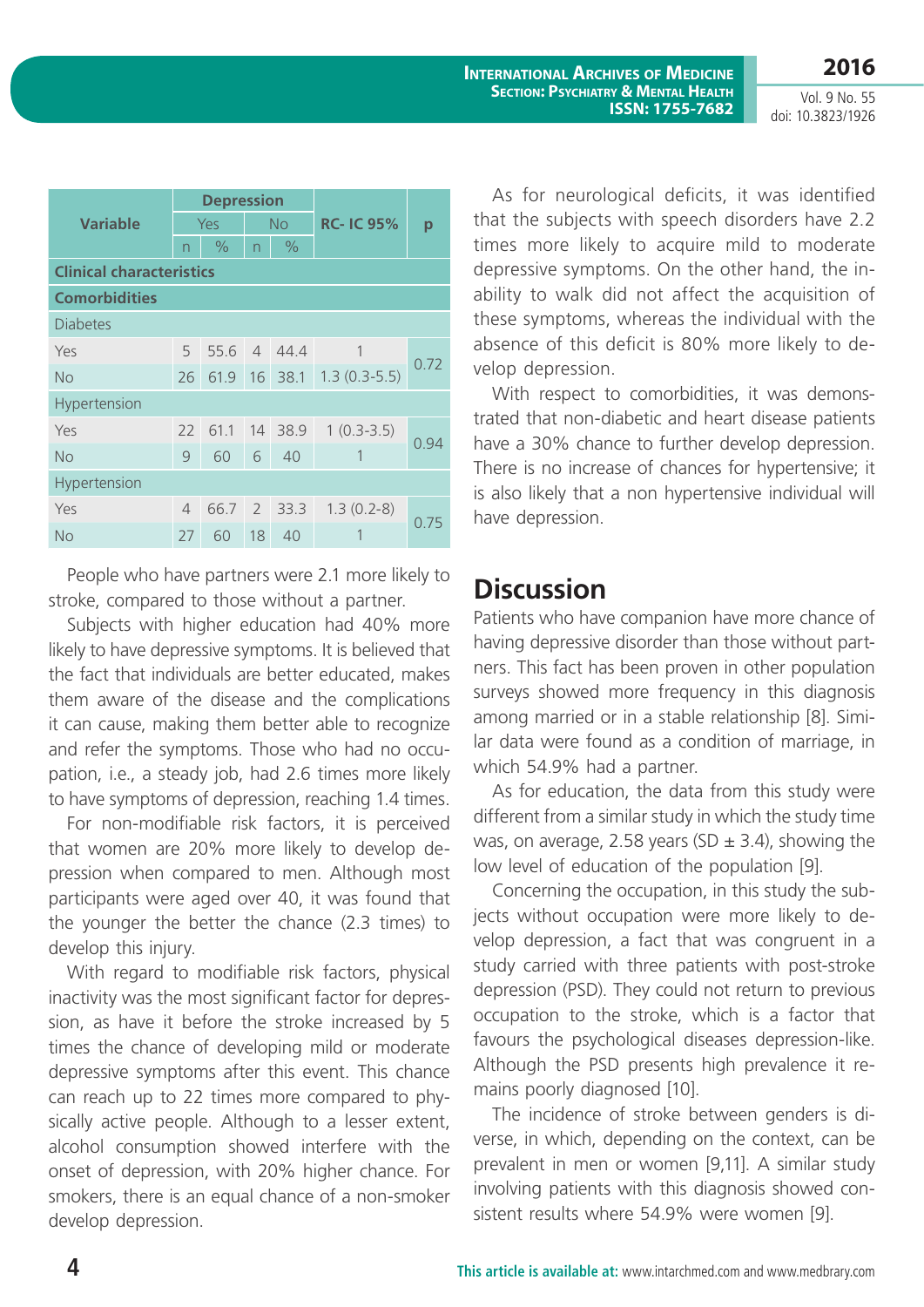| Variable | Depression | | | | RC- IC 95% | p |
|---|---|---|---|---|---|---|
| | Yes | | No | | | |
| | n | % | n | % | | |
| **Clinical characteristics** | | | | | | |
| **Comorbidities** | | | | | | |
| Diabetes | | | | | | |
| Yes | 5 | 55.6 | 4 | 44.4 | 1 | 0.72 |
| No | 26 | 61.9 | 16 | 38.1 | 1.3 (0.3-5.5) | |
| Hypertension | | | | | | |
| Yes | 22 | 61.1 | 14 | 38.9 | 1 (0.3-3.5) | 0.94 |
| No | 9 | 60 | 6 | 40 | 1 | |
| Hypertension | | | | | | |
| Yes | 4 | 66.7 | 2 | 33.3 | 1.3 (0.2-8) | 0.75 |
| No | 27 | 60 | 18 | 40 | 1 | |

People who have partners were 2.1 more likely to stroke, compared to those without a partner.

Subjects with higher education had 40% more likely to have depressive symptoms. It is believed that the fact that individuals are better educated, makes them aware of the disease and the complications it can cause, making them better able to recognize and refer the symptoms. Those who had no occupation, i.e., a steady job, had 2.6 times more likely to have symptoms of depression, reaching 1.4 times.

For non-modifiable risk factors, it is perceived that women are 20% more likely to develop depression when compared to men. Although most participants were aged over 40, it was found that the younger the better the chance (2.3 times) to develop this injury.

With regard to modifiable risk factors, physical inactivity was the most significant factor for depression, as have it before the stroke increased by 5 times the chance of developing mild or moderate depressive symptoms after this event. This chance can reach up to 22 times more compared to physically active people. Although to a lesser extent, alcohol consumption showed interfere with the onset of depression, with 20% higher chance. For smokers, there is an equal chance of a non-smoker develop depression.

As for neurological deficits, it was identified that the subjects with speech disorders have 2.2 times more likely to acquire mild to moderate depressive symptoms. On the other hand, the inability to walk did not affect the acquisition of these symptoms, whereas the individual with the absence of this deficit is 80% more likely to develop depression.

With respect to comorbidities, it was demonstrated that non-diabetic and heart disease patients have a 30% chance to further develop depression. There is no increase of chances for hypertensive; it is also likely that a non hypertensive individual will have depression.

## Discussion

Patients who have companion have more chance of having depressive disorder than those without partners. This fact has been proven in other population surveys showed more frequency in this diagnosis among married or in a stable relationship [8]. Similar data were found as a condition of marriage, in which 54.9% had a partner.

As for education, the data from this study were different from a similar study in which the study time was, on average, 2.58 years (SD ± 3.4), showing the low level of education of the population [9].

Concerning the occupation, in this study the subjects without occupation were more likely to develop depression, a fact that was congruent in a study carried with three patients with post-stroke depression (PSD). They could not return to previous occupation to the stroke, which is a factor that favours the psychological diseases depression-like. Although the PSD presents high prevalence it remains poorly diagnosed [10].

The incidence of stroke between genders is diverse, in which, depending on the context, can be prevalent in men or women [9,11]. A similar study involving patients with this diagnosis showed consistent results where 54.9% were women [9].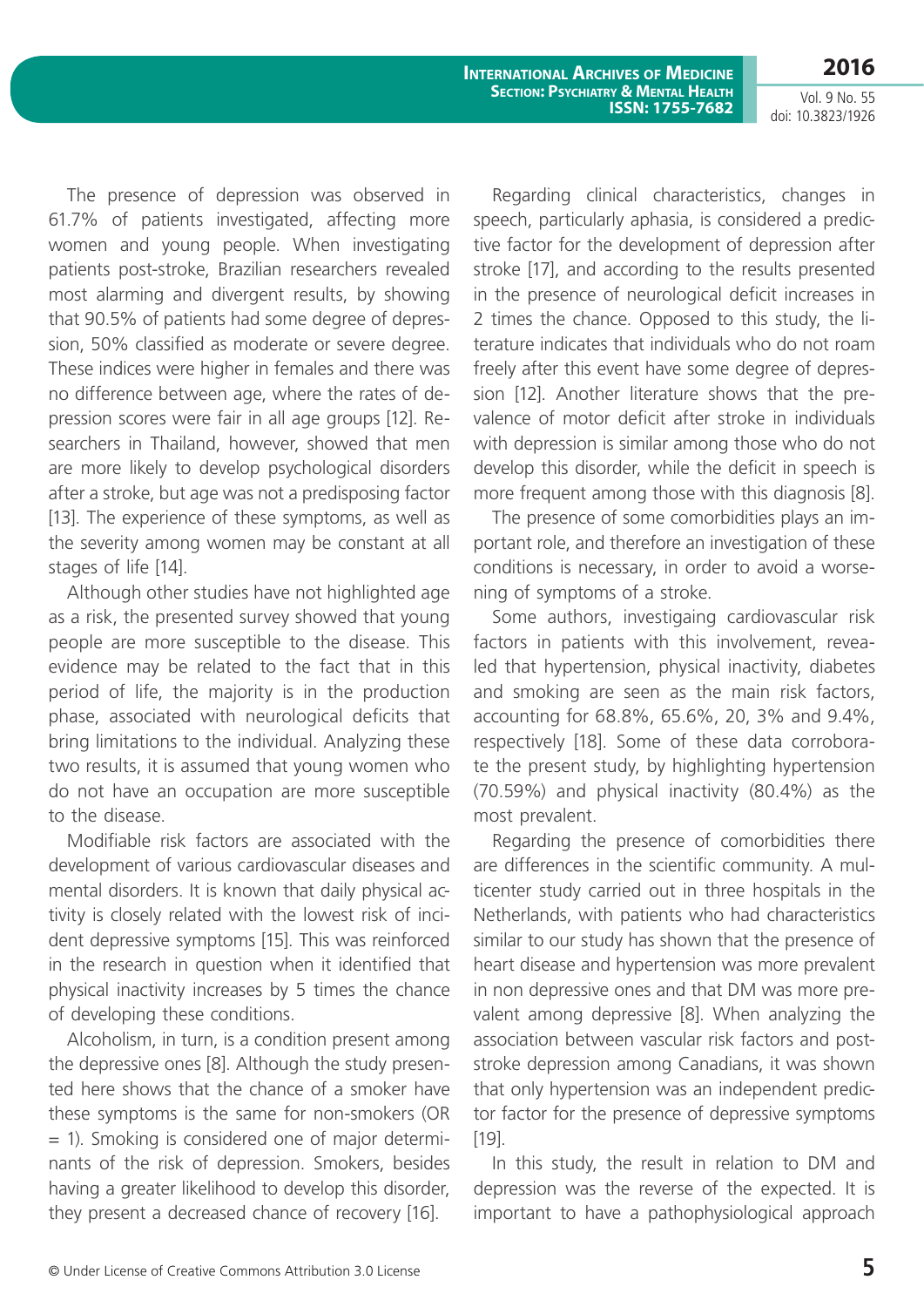The presence of depression was observed in 61.7% of patients investigated, affecting more women and young people. When investigating patients post-stroke, Brazilian researchers revealed most alarming and divergent results, by showing that 90.5% of patients had some degree of depression, 50% classified as moderate or severe degree. These indices were higher in females and there was no difference between age, where the rates of depression scores were fair in all age groups [12]. Researchers in Thailand, however, showed that men are more likely to develop psychological disorders after a stroke, but age was not a predisposing factor [13]. The experience of these symptoms, as well as the severity among women may be constant at all stages of life [14].

Although other studies have not highlighted age as a risk, the presented survey showed that young people are more susceptible to the disease. This evidence may be related to the fact that in this period of life, the majority is in the production phase, associated with neurological deficits that bring limitations to the individual. Analyzing these two results, it is assumed that young women who do not have an occupation are more susceptible to the disease.

Modifiable risk factors are associated with the development of various cardiovascular diseases and mental disorders. It is known that daily physical activity is closely related with the lowest risk of incident depressive symptoms [15]. This was reinforced in the research in question when it identified that physical inactivity increases by 5 times the chance of developing these conditions.

Alcoholism, in turn, is a condition present among the depressive ones [8]. Although the study presented here shows that the chance of a smoker have these symptoms is the same for non-smokers (OR = 1). Smoking is considered one of major determinants of the risk of depression. Smokers, besides having a greater likelihood to develop this disorder, they present a decreased chance of recovery [16].

Regarding clinical characteristics, changes in speech, particularly aphasia, is considered a predictive factor for the development of depression after stroke [17], and according to the results presented in the presence of neurological deficit increases in 2 times the chance. Opposed to this study, the literature indicates that individuals who do not roam freely after this event have some degree of depression [12]. Another literature shows that the prevalence of motor deficit after stroke in individuals with depression is similar among those who do not develop this disorder, while the deficit in speech is more frequent among those with this diagnosis [8].

The presence of some comorbidities plays an important role, and therefore an investigation of these conditions is necessary, in order to avoid a worsening of symptoms of a stroke.

Some authors, investigaing cardiovascular risk factors in patients with this involvement, revealed that hypertension, physical inactivity, diabetes and smoking are seen as the main risk factors, accounting for 68.8%, 65.6%, 20, 3% and 9.4%, respectively [18]. Some of these data corroborate the present study, by highlighting hypertension (70.59%) and physical inactivity (80.4%) as the most prevalent.

Regarding the presence of comorbidities there are differences in the scientific community. A multicenter study carried out in three hospitals in the Netherlands, with patients who had characteristics similar to our study has shown that the presence of heart disease and hypertension was more prevalent in non depressive ones and that DM was more prevalent among depressive [8]. When analyzing the association between vascular risk factors and post-stroke depression among Canadians, it was shown that only hypertension was an independent predictor factor for the presence of depressive symptoms [19].

In this study, the result in relation to DM and depression was the reverse of the expected. It is important to have a pathophysiological approach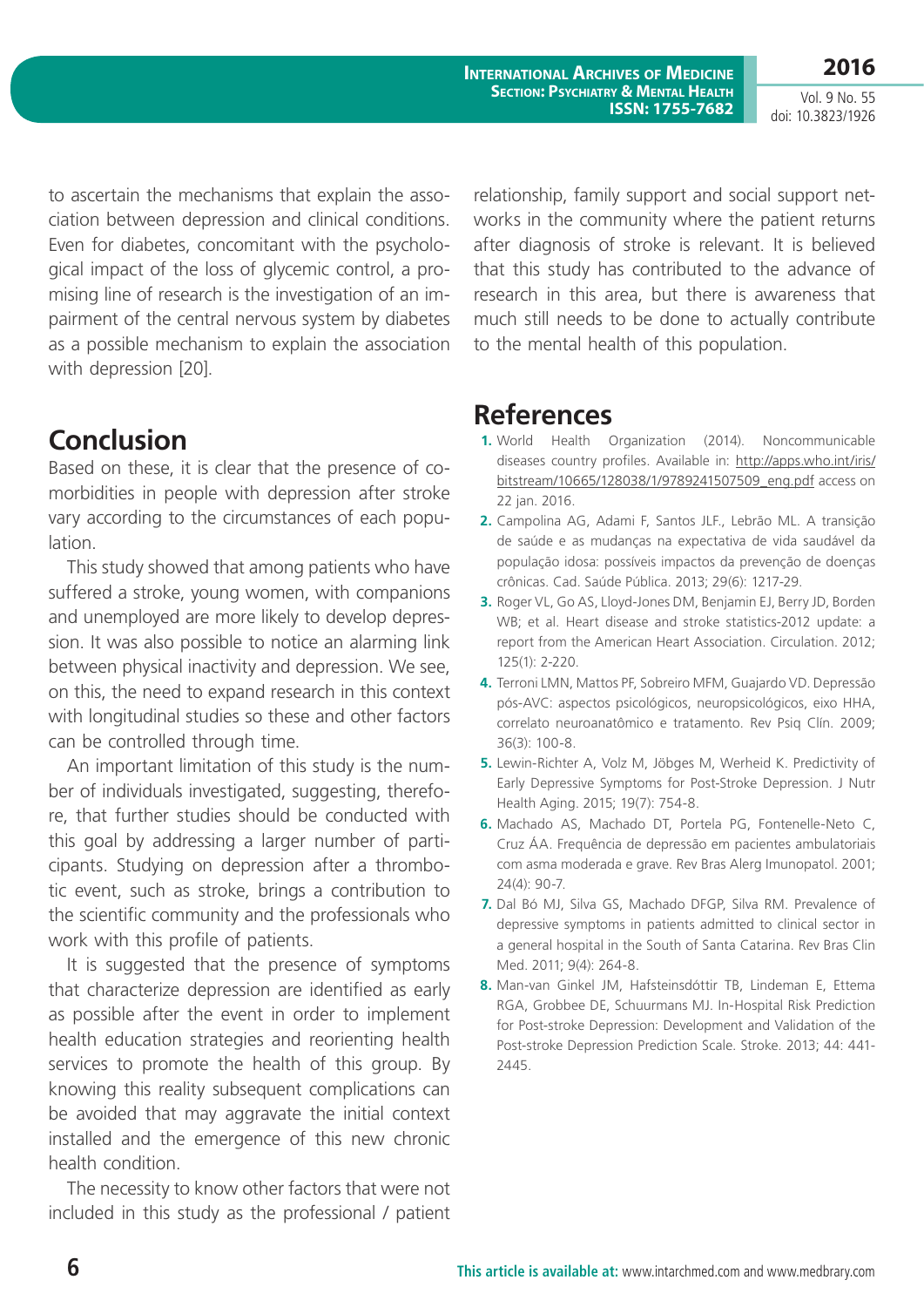to ascertain the mechanisms that explain the association between depression and clinical conditions. Even for diabetes, concomitant with the psychological impact of the loss of glycemic control, a promising line of research is the investigation of an impairment of the central nervous system by diabetes as a possible mechanism to explain the association with depression [20].

## Conclusion

Based on these, it is clear that the presence of comorbidities in people with depression after stroke vary according to the circumstances of each population.

This study showed that among patients who have suffered a stroke, young women, with companions and unemployed are more likely to develop depression. It was also possible to notice an alarming link between physical inactivity and depression. We see, on this, the need to expand research in this context with longitudinal studies so these and other factors can be controlled through time.

An important limitation of this study is the number of individuals investigated, suggesting, therefore, that further studies should be conducted with this goal by addressing a larger number of participants. Studying on depression after a thrombotic event, such as stroke, brings a contribution to the scientific community and the professionals who work with this profile of patients.

It is suggested that the presence of symptoms that characterize depression are identified as early as possible after the event in order to implement health education strategies and reorienting health services to promote the health of this group. By knowing this reality subsequent complications can be avoided that may aggravate the initial context installed and the emergence of this new chronic health condition.

The necessity to know other factors that were not included in this study as the professional / patient relationship, family support and social support networks in the community where the patient returns after diagnosis of stroke is relevant. It is believed that this study has contributed to the advance of research in this area, but there is awareness that much still needs to be done to actually contribute to the mental health of this population.

## References

1. World Health Organization (2014). Noncommunicable diseases country profiles. Available in: http://apps.who.int/iris/bitstream/10665/128038/1/9789241507509_eng.pdf access on 22 jan. 2016.
2. Campolina AG, Adami F, Santos JLF., Lebrão ML. A transição de saúde e as mudanças na expectativa de vida saudável da população idosa: possíveis impactos da prevenção de doenças crônicas. Cad. Saúde Pública. 2013; 29(6): 1217-29.
3. Roger VL, Go AS, Lloyd-Jones DM, Benjamin EJ, Berry JD, Borden WB; et al. Heart disease and stroke statistics-2012 update: a report from the American Heart Association. Circulation. 2012; 125(1): 2-220.
4. Terroni LMN, Mattos PF, Sobreiro MFM, Guajardo VD. Depressão pós-AVC: aspectos psicológicos, neuropsicológicos, eixo HHA, correlato neuroanatômico e tratamento. Rev Psiq Clín. 2009; 36(3): 100-8.
5. Lewin-Richter A, Volz M, Jöbges M, Werheid K. Predictivity of Early Depressive Symptoms for Post-Stroke Depression. J Nutr Health Aging. 2015; 19(7): 754-8.
6. Machado AS, Machado DT, Portela PG, Fontenelle-Neto C, Cruz ÁA. Frequência de depressão em pacientes ambulatoriais com asma moderada e grave. Rev Bras Alerg Imunopatol. 2001; 24(4): 90-7.
7. Dal Bó MJ, Silva GS, Machado DFGP, Silva RM. Prevalence of depressive symptoms in patients admitted to clinical sector in a general hospital in the South of Santa Catarina. Rev Bras Clin Med. 2011; 9(4): 264-8.
8. Man-van Ginkel JM, Hafsteinsdóttir TB, Lindeman E, Ettema RGA, Grobbee DE, Schuurmans MJ. In-Hospital Risk Prediction for Post-stroke Depression: Development and Validation of the Post-stroke Depression Prediction Scale. Stroke. 2013; 44: 441-2445.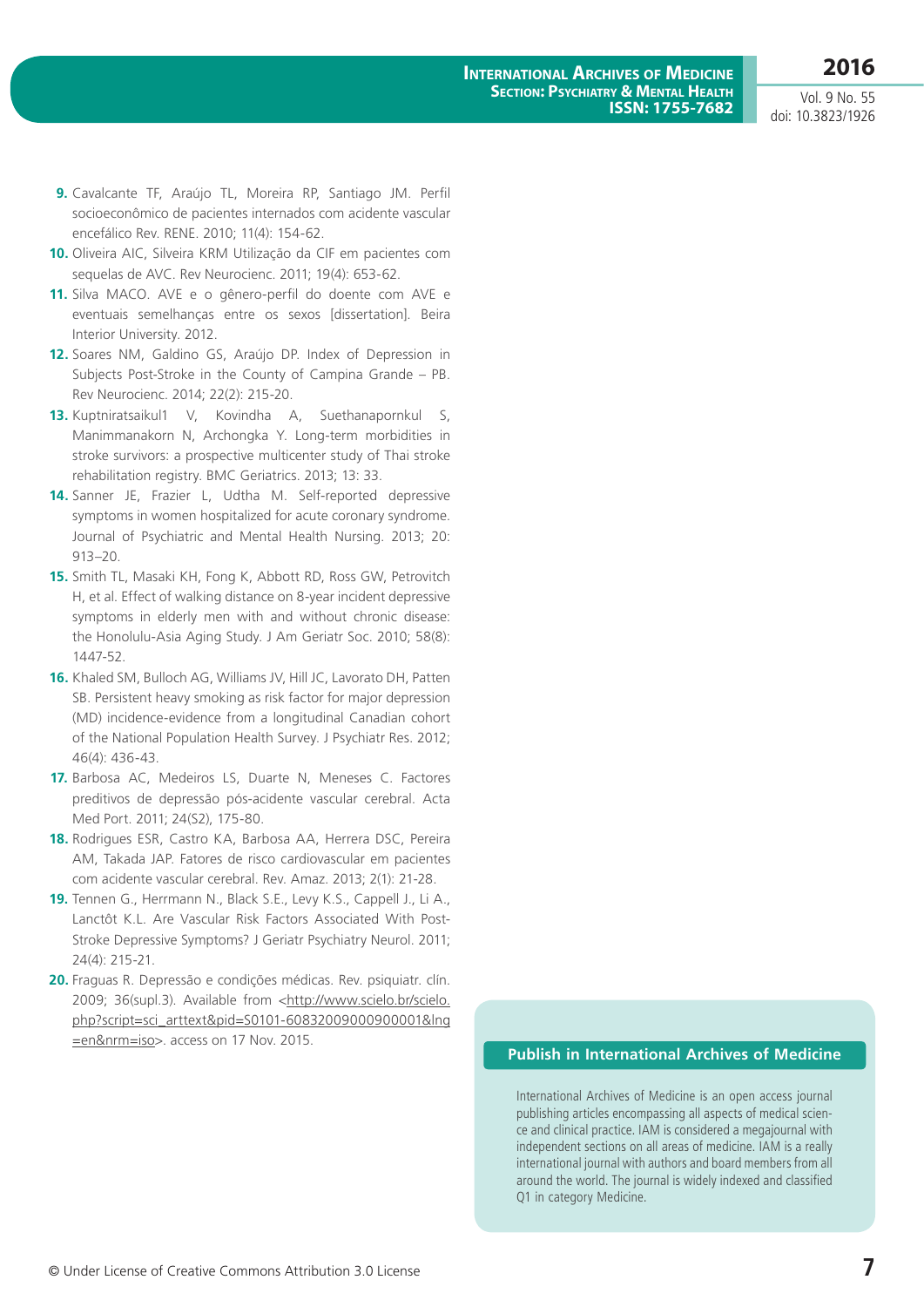9. Cavalcante TF, Araújo TL, Moreira RP, Santiago JM. Perfil socioeconômico de pacientes internados com acidente vascular encefálico Rev. RENE. 2010; 11(4): 154-62.
10. Oliveira AIC, Silveira KRM Utilização da CIF em pacientes com sequelas de AVC. Rev Neurocienc. 2011; 19(4): 653-62.
11. Silva MACO. AVE e o gênero-perfil do doente com AVE e eventuais semelhanças entre os sexos [dissertation]. Beira Interior University. 2012.
12. Soares NM, Galdino GS, Araújo DP. Index of Depression in Subjects Post-Stroke in the County of Campina Grande – PB. Rev Neurocienc. 2014; 22(2): 215-20.
13. Kuptniratsaikul1 V, Kovindha A, Suethanapornkul S, Manimmanakorn N, Archongka Y. Long-term morbidities in stroke survivors: a prospective multicenter study of Thai stroke rehabilitation registry. BMC Geriatrics. 2013; 13: 33.
14. Sanner JE, Frazier L, Udtha M. Self-reported depressive symptoms in women hospitalized for acute coronary syndrome. Journal of Psychiatric and Mental Health Nursing. 2013; 20: 913–20.
15. Smith TL, Masaki KH, Fong K, Abbott RD, Ross GW, Petrovitch H, et al. Effect of walking distance on 8-year incident depressive symptoms in elderly men with and without chronic disease: the Honolulu-Asia Aging Study. J Am Geriatr Soc. 2010; 58(8): 1447-52.
16. Khaled SM, Bulloch AG, Williams JV, Hill JC, Lavorato DH, Patten SB. Persistent heavy smoking as risk factor for major depression (MD) incidence-evidence from a longitudinal Canadian cohort of the National Population Health Survey. J Psychiatr Res. 2012; 46(4): 436-43.
17. Barbosa AC, Medeiros LS, Duarte N, Meneses C. Factores preditivos de depressão pós-acidente vascular cerebral. Acta Med Port. 2011; 24(S2), 175-80.
18. Rodrigues ESR, Castro KA, Barbosa AA, Herrera DSC, Pereira AM, Takada JAP. Fatores de risco cardiovascular em pacientes com acidente vascular cerebral. Rev. Amaz. 2013; 2(1): 21-28.
19. Tennen G., Herrmann N., Black S.E., Levy K.S., Cappell J., Li A., Lanctôt K.L. Are Vascular Risk Factors Associated With Post-Stroke Depressive Symptoms? J Geriatr Psychiatry Neurol. 2011; 24(4): 215-21.
20. Fraguas R. Depressão e condições médicas. Rev. psiquiatr. clín. 2009; 36(supl.3). Available from <http://www.scielo.br/scielo.php?script=sci_arttext&pid=S0101-60832009000900001&lng=en&nrm=iso>. access on 17 Nov. 2015.

**Publish in International Archives of Medicine**

International Archives of Medicine is an open access journal publishing articles encompassing all aspects of medical science and clinical practice. IAM is considered a megajournal with independent sections on all areas of medicine. IAM is a really international journal with authors and board members from all around the world. The journal is widely indexed and classified Q1 in category Medicine.